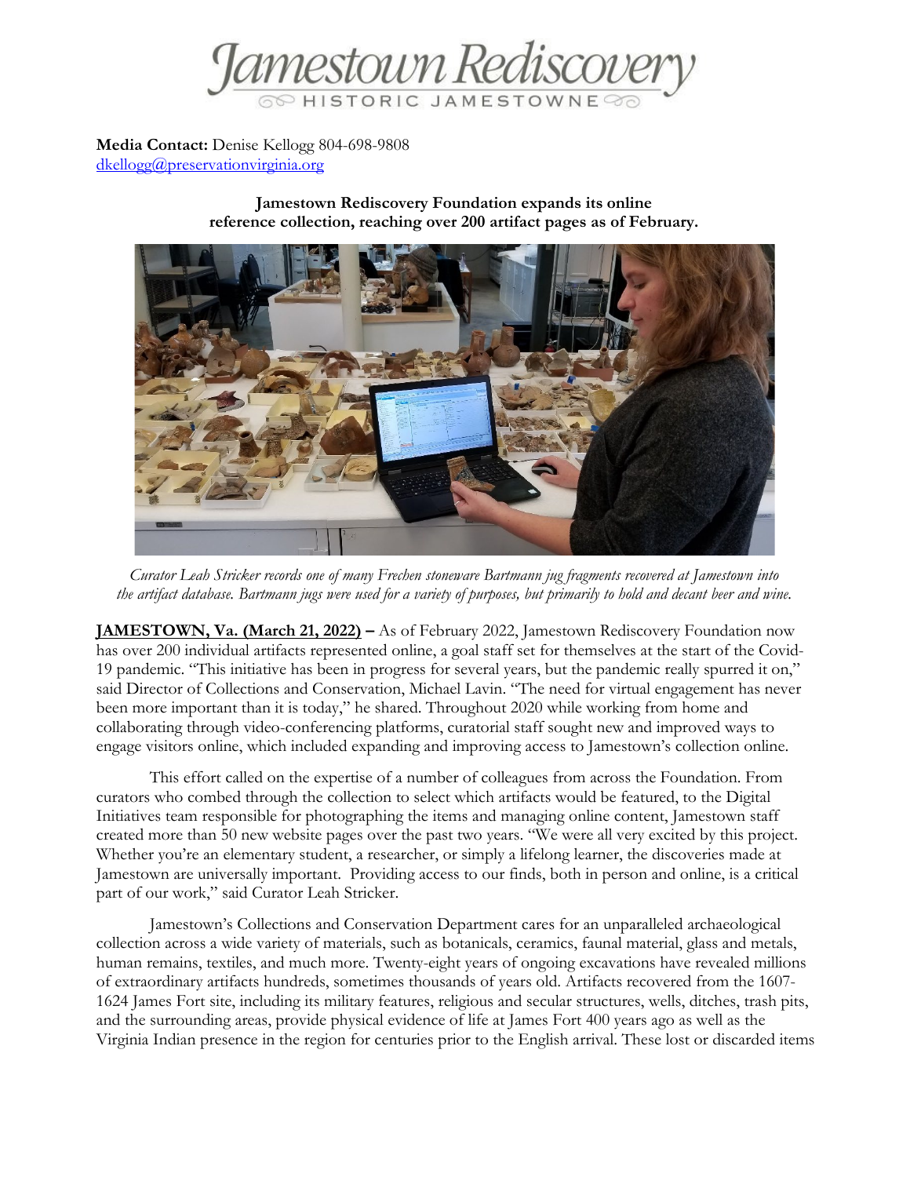Jamestown Rediscovery

HISTORIC JAMESTOWNE

**Media Contact:** Denise Kellogg 804-698-9808
dkellogg@preservationvirginia.org

**Jamestown Rediscovery Foundation expands its online reference collection, reaching over 200 artifact pages as of February.**

*Curator Leah Stricker records one of many Frechen stoneware Bartmann jug fragments recovered at Jamestown into the artifact database. Bartmann jugs were used for a variety of purposes, but primarily to hold and decant beer and wine.*

**JAMESTOWN, Va. (March 21, 2022) –** As of February 2022, Jamestown Rediscovery Foundation now has over 200 individual artifacts represented online, a goal staff set for themselves at the start of the Covid-19 pandemic. "This initiative has been in progress for several years, but the pandemic really spurred it on," said Director of Collections and Conservation, Michael Lavin. "The need for virtual engagement has never been more important than it is today," he shared. Throughout 2020 while working from home and collaborating through video-conferencing platforms, curatorial staff sought new and improved ways to engage visitors online, which included expanding and improving access to Jamestown's collection online.

This effort called on the expertise of a number of colleagues from across the Foundation. From curators who combed through the collection to select which artifacts would be featured, to the Digital Initiatives team responsible for photographing the items and managing online content, Jamestown staff created more than 50 new website pages over the past two years. "We were all very excited by this project. Whether you're an elementary student, a researcher, or simply a lifelong learner, the discoveries made at Jamestown are universally important. Providing access to our finds, both in person and online, is a critical part of our work," said Curator Leah Stricker.

Jamestown's Collections and Conservation Department cares for an unparalleled archaeological collection across a wide variety of materials, such as botanicals, ceramics, faunal material, glass and metals, human remains, textiles, and much more. Twenty-eight years of ongoing excavations have revealed millions of extraordinary artifacts hundreds, sometimes thousands of years old. Artifacts recovered from the 1607-1624 James Fort site, including its military features, religious and secular structures, wells, ditches, trash pits, and the surrounding areas, provide physical evidence of life at James Fort 400 years ago as well as the Virginia Indian presence in the region for centuries prior to the English arrival. These lost or discarded items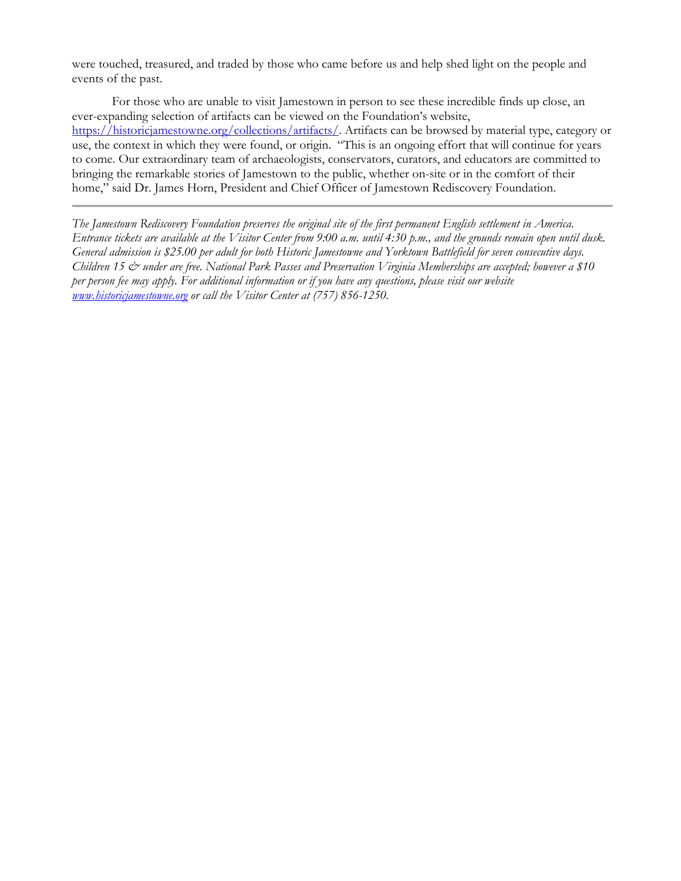were touched, treasured, and traded by those who came before us and help shed light on the people and events of the past.

For those who are unable to visit Jamestown in person to see these incredible finds up close, an ever-expanding selection of artifacts can be viewed on the Foundation's website, [https://historicjamestowne.org/collections/artifacts/](https://historicjamestowne.org/collections/artifacts/). Artifacts can be browsed by material type, category or use, the context in which they were found, or origin. "This is an ongoing effort that will continue for years to come. Our extraordinary team of archaeologists, conservators, curators, and educators are committed to bringing the remarkable stories of Jamestown to the public, whether on-site or in the comfort of their home," said Dr. James Horn, President and Chief Officer of Jamestown Rediscovery Foundation.

---

*The Jamestown Rediscovery Foundation preserves the original site of the first permanent English settlement in America. Entrance tickets are available at the Visitor Center from 9:00 a.m. until 4:30 p.m., and the grounds remain open until dusk. General admission is $25.00 per adult for both Historic Jamestowne and Yorktown Battlefield for seven consecutive days. Children 15 & under are free. National Park Passes and Preservation Virginia Memberships are accepted; however a $10 per person fee may apply. For additional information or if you have any questions, please visit our website [www.historicjamestowne.org](http://www.historicjamestowne.org) or call the Visitor Center at (757) 856-1250.*